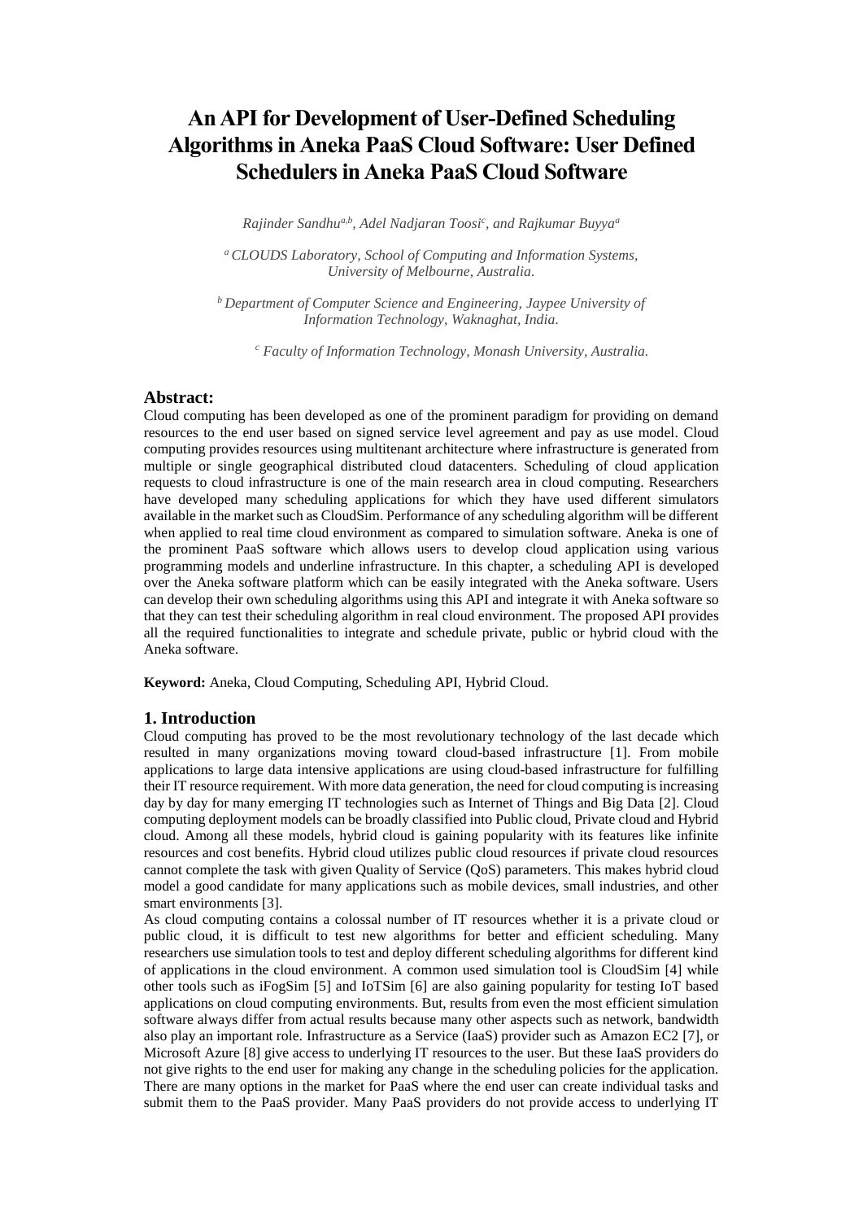# An API for Development of User-Defined Scheduling Algorithms in Aneka PaaS Cloud Software: User Defined Schedulers in Aneka PaaS Cloud Software

*Rajinder Sandhu[a,b], Adel Nadjaran Toosi[c], and Rajkumar Buyya[a]*

[a] *CLOUDS Laboratory, School of Computing and Information Systems, University of Melbourne, Australia.*

[b] *Department of Computer Science and Engineering, Jaypee University of Information Technology, Waknaghat, India.*

[c] *Faculty of Information Technology, Monash University, Australia.*

## Abstract:

Cloud computing has been developed as one of the prominent paradigm for providing on demand resources to the end user based on signed service level agreement and pay as use model. Cloud computing provides resources using multitenant architecture where infrastructure is generated from multiple or single geographical distributed cloud datacenters. Scheduling of cloud application requests to cloud infrastructure is one of the main research area in cloud computing. Researchers have developed many scheduling applications for which they have used different simulators available in the market such as CloudSim. Performance of any scheduling algorithm will be different when applied to real time cloud environment as compared to simulation software. Aneka is one of the prominent PaaS software which allows users to develop cloud application using various programming models and underline infrastructure. In this chapter, a scheduling API is developed over the Aneka software platform which can be easily integrated with the Aneka software. Users can develop their own scheduling algorithms using this API and integrate it with Aneka software so that they can test their scheduling algorithm in real cloud environment. The proposed API provides all the required functionalities to integrate and schedule private, public or hybrid cloud with the Aneka software.

**Keyword:** Aneka, Cloud Computing, Scheduling API, Hybrid Cloud.

## 1. Introduction

Cloud computing has proved to be the most revolutionary technology of the last decade which resulted in many organizations moving toward cloud-based infrastructure [1]. From mobile applications to large data intensive applications are using cloud-based infrastructure for fulfilling their IT resource requirement. With more data generation, the need for cloud computing is increasing day by day for many emerging IT technologies such as Internet of Things and Big Data [2]. Cloud computing deployment models can be broadly classified into Public cloud, Private cloud and Hybrid cloud. Among all these models, hybrid cloud is gaining popularity with its features like infinite resources and cost benefits. Hybrid cloud utilizes public cloud resources if private cloud resources cannot complete the task with given Quality of Service (QoS) parameters. This makes hybrid cloud model a good candidate for many applications such as mobile devices, small industries, and other smart environments [3].

As cloud computing contains a colossal number of IT resources whether it is a private cloud or public cloud, it is difficult to test new algorithms for better and efficient scheduling. Many researchers use simulation tools to test and deploy different scheduling algorithms for different kind of applications in the cloud environment. A common used simulation tool is CloudSim [4] while other tools such as iFogSim [5] and IoTSim [6] are also gaining popularity for testing IoT based applications on cloud computing environments. But, results from even the most efficient simulation software always differ from actual results because many other aspects such as network, bandwidth also play an important role. Infrastructure as a Service (IaaS) provider such as Amazon EC2 [7], or Microsoft Azure [8] give access to underlying IT resources to the user. But these IaaS providers do not give rights to the end user for making any change in the scheduling policies for the application. There are many options in the market for PaaS where the end user can create individual tasks and submit them to the PaaS provider. Many PaaS providers do not provide access to underlying IT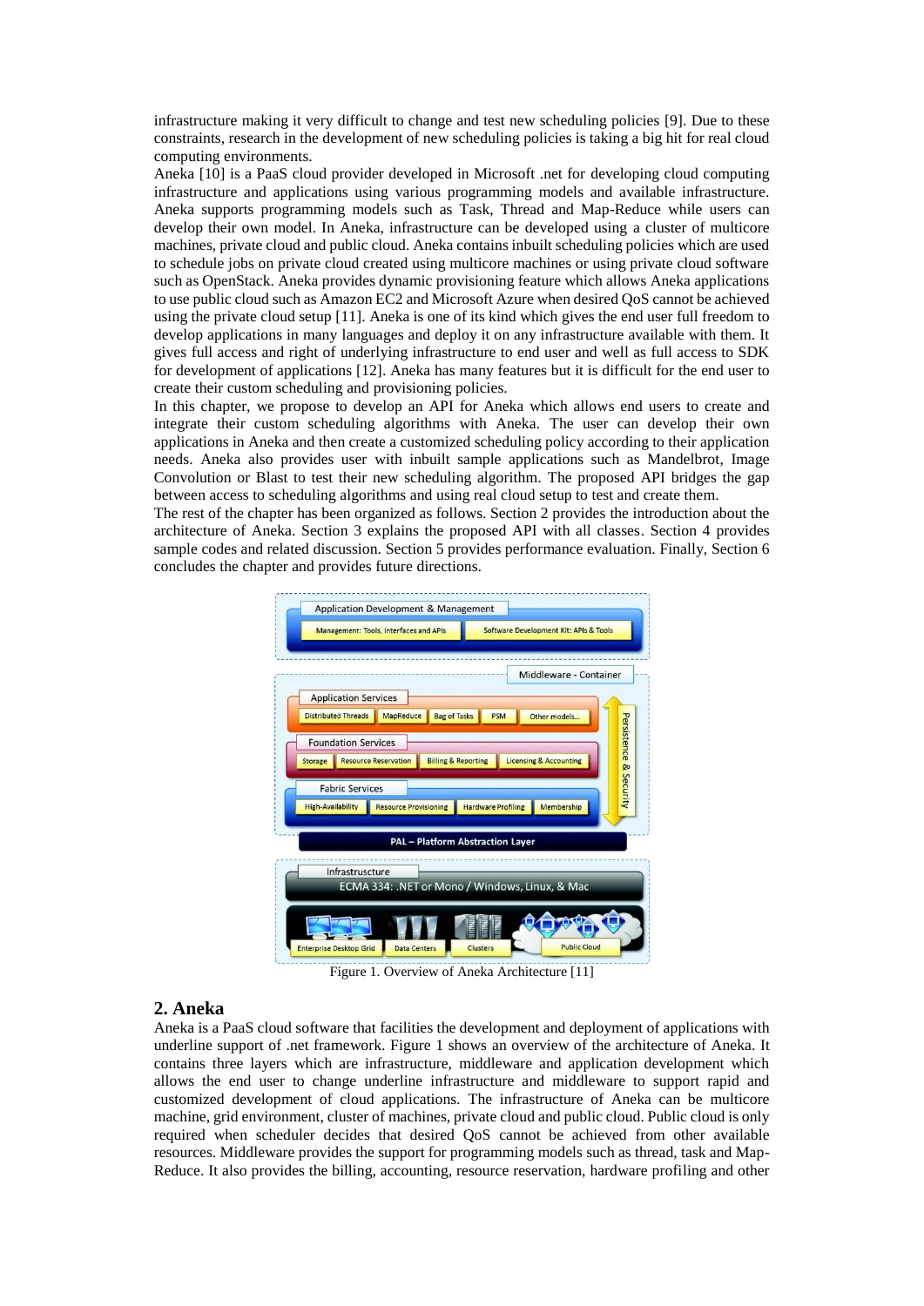infrastructure making it very difficult to change and test new scheduling policies [9]. Due to these constraints, research in the development of new scheduling policies is taking a big hit for real cloud computing environments.

Aneka [10] is a PaaS cloud provider developed in Microsoft .net for developing cloud computing infrastructure and applications using various programming models and available infrastructure. Aneka supports programming models such as Task, Thread and Map-Reduce while users can develop their own model. In Aneka, infrastructure can be developed using a cluster of multicore machines, private cloud and public cloud. Aneka contains inbuilt scheduling policies which are used to schedule jobs on private cloud created using multicore machines or using private cloud software such as OpenStack. Aneka provides dynamic provisioning feature which allows Aneka applications to use public cloud such as Amazon EC2 and Microsoft Azure when desired QoS cannot be achieved using the private cloud setup [11]. Aneka is one of its kind which gives the end user full freedom to develop applications in many languages and deploy it on any infrastructure available with them. It gives full access and right of underlying infrastructure to end user and well as full access to SDK for development of applications [12]. Aneka has many features but it is difficult for the end user to create their custom scheduling and provisioning policies.

In this chapter, we propose to develop an API for Aneka which allows end users to create and integrate their custom scheduling algorithms with Aneka. The user can develop their own applications in Aneka and then create a customized scheduling policy according to their application needs. Aneka also provides user with inbuilt sample applications such as Mandelbrot, Image Convolution or Blast to test their new scheduling algorithm. The proposed API bridges the gap between access to scheduling algorithms and using real cloud setup to test and create them.

The rest of the chapter has been organized as follows. Section 2 provides the introduction about the architecture of Aneka. Section 3 explains the proposed API with all classes. Section 4 provides sample codes and related discussion. Section 5 provides performance evaluation. Finally, Section 6 concludes the chapter and provides future directions.

Figure 1. Overview of Aneka Architecture [11]

## 2. Aneka

Aneka is a PaaS cloud software that facilities the development and deployment of applications with underline support of .net framework. Figure 1 shows an overview of the architecture of Aneka. It contains three layers which are infrastructure, middleware and application development which allows the end user to change underline infrastructure and middleware to support rapid and customized development of cloud applications. The infrastructure of Aneka can be multicore machine, grid environment, cluster of machines, private cloud and public cloud. Public cloud is only required when scheduler decides that desired QoS cannot be achieved from other available resources. Middleware provides the support for programming models such as thread, task and Map-Reduce. It also provides the billing, accounting, resource reservation, hardware profiling and other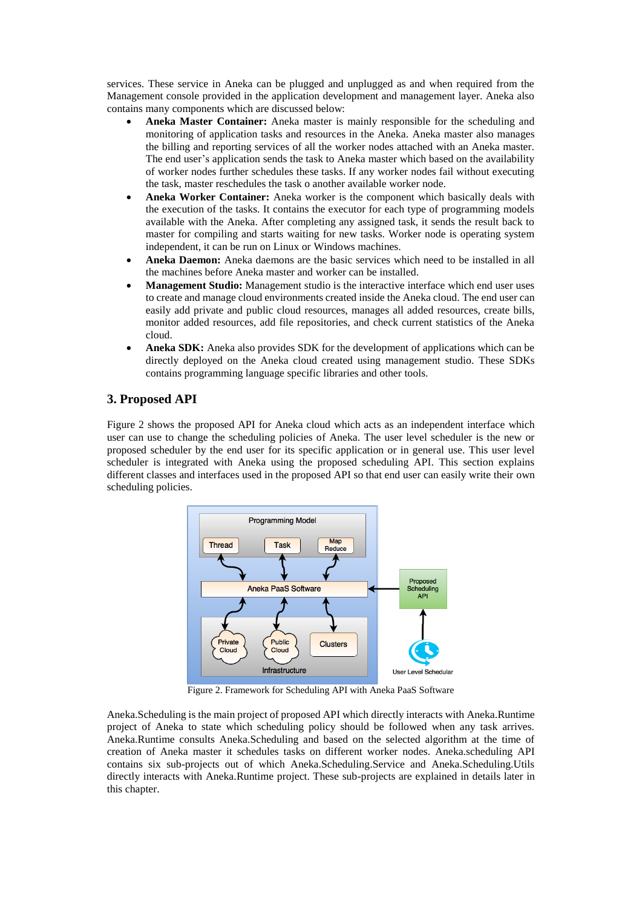services. These service in Aneka can be plugged and unplugged as and when required from the Management console provided in the application development and management layer. Aneka also contains many components which are discussed below:

- **Aneka Master Container:** Aneka master is mainly responsible for the scheduling and monitoring of application tasks and resources in the Aneka. Aneka master also manages the billing and reporting services of all the worker nodes attached with an Aneka master. The end user's application sends the task to Aneka master which based on the availability of worker nodes further schedules these tasks. If any worker nodes fail without executing the task, master reschedules the task o another available worker node.
- **Aneka Worker Container:** Aneka worker is the component which basically deals with the execution of the tasks. It contains the executor for each type of programming models available with the Aneka. After completing any assigned task, it sends the result back to master for compiling and starts waiting for new tasks. Worker node is operating system independent, it can be run on Linux or Windows machines.
- **Aneka Daemon:** Aneka daemons are the basic services which need to be installed in all the machines before Aneka master and worker can be installed.
- **Management Studio:** Management studio is the interactive interface which end user uses to create and manage cloud environments created inside the Aneka cloud. The end user can easily add private and public cloud resources, manages all added resources, create bills, monitor added resources, add file repositories, and check current statistics of the Aneka cloud.
- **Aneka SDK:** Aneka also provides SDK for the development of applications which can be directly deployed on the Aneka cloud created using management studio. These SDKs contains programming language specific libraries and other tools.

## 3. Proposed API

Figure 2 shows the proposed API for Aneka cloud which acts as an independent interface which user can use to change the scheduling policies of Aneka. The user level scheduler is the new or proposed scheduler by the end user for its specific application or in general use. This user level scheduler is integrated with Aneka using the proposed scheduling API. This section explains different classes and interfaces used in the proposed API so that end user can easily write their own scheduling policies.

Figure 2. Framework for Scheduling API with Aneka PaaS Software

Aneka.Scheduling is the main project of proposed API which directly interacts with Aneka.Runtime project of Aneka to state which scheduling policy should be followed when any task arrives. Aneka.Runtime consults Aneka.Scheduling and based on the selected algorithm at the time of creation of Aneka master it schedules tasks on different worker nodes. Aneka.scheduling API contains six sub-projects out of which Aneka.Scheduling.Service and Aneka.Scheduling.Utils directly interacts with Aneka.Runtime project. These sub-projects are explained in details later in this chapter.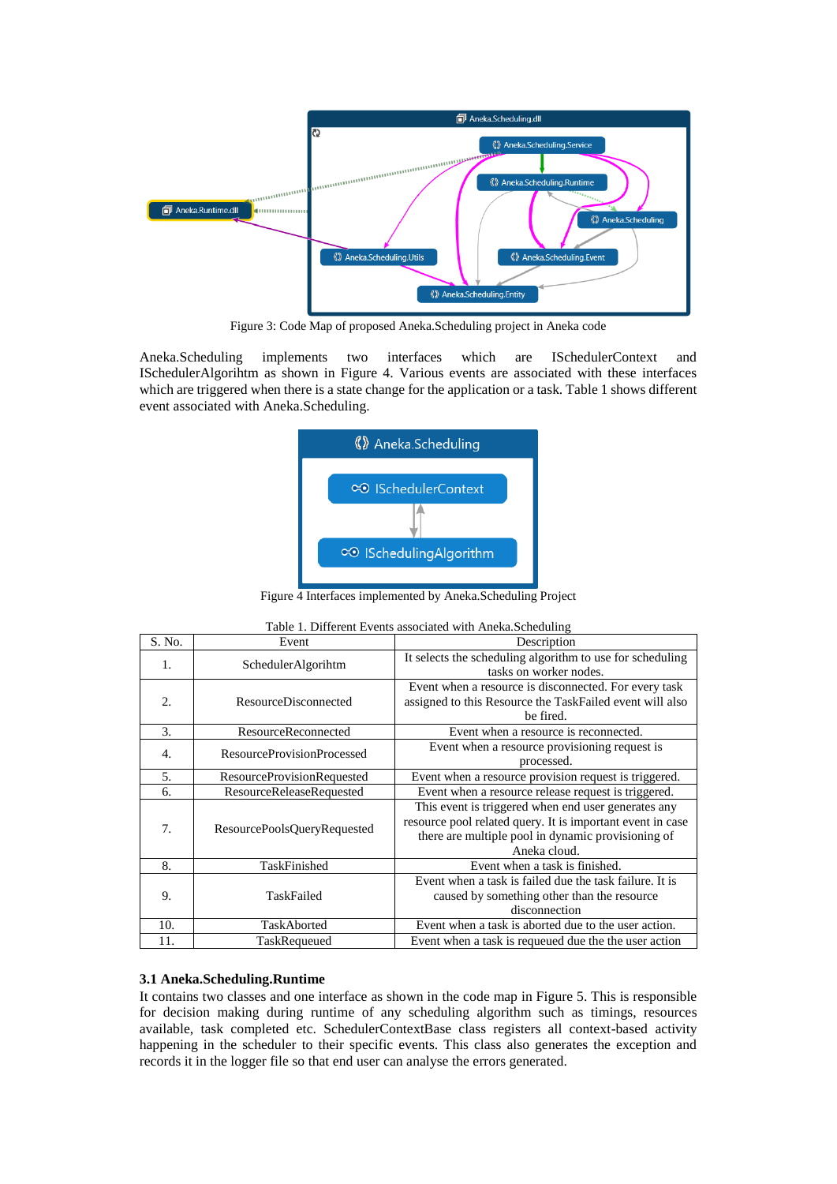Figure 3: Code Map of proposed Aneka.Scheduling project in Aneka code

Aneka.Scheduling implements two interfaces which are ISchedulerContext and ISchedulerAlgorihtm as shown in Figure 4. Various events are associated with these interfaces which are triggered when there is a state change for the application or a task. Table 1 shows different event associated with Aneka.Scheduling.

Figure 4 Interfaces implemented by Aneka.Scheduling Project

Table 1. Different Events associated with Aneka.Scheduling

| S. No. | Event | Description |
|---|---|---|
| 1. | SchedulerAlgorihtm | It selects the scheduling algorithm to use for scheduling tasks on worker nodes. |
| 2. | ResourceDisconnected | Event when a resource is disconnected. For every task assigned to this Resource the TaskFailed event will also be fired. |
| 3. | ResourceReconnected | Event when a resource is reconnected. |
| 4. | ResourceProvisionProcessed | Event when a resource provisioning request is processed. |
| 5. | ResourceProvisionRequested | Event when a resource provision request is triggered. |
| 6. | ResourceReleaseRequested | Event when a resource release request is triggered. |
| 7. | ResourcePoolsQueryRequested | This event is triggered when end user generates any resource pool related query. It is important event in case there are multiple pool in dynamic provisioning of Aneka cloud. |
| 8. | TaskFinished | Event when a task is finished. |
| 9. | TaskFailed | Event when a task is failed due the task failure. It is caused by something other than the resource disconnection |
| 10. | TaskAborted | Event when a task is aborted due to the user action. |
| 11. | TaskRequeued | Event when a task is requeued due the the user action |

### 3.1 Aneka.Scheduling.Runtime

It contains two classes and one interface as shown in the code map in Figure 5. This is responsible for decision making during runtime of any scheduling algorithm such as timings, resources available, task completed etc. SchedulerContextBase class registers all context-based activity happening in the scheduler to their specific events. This class also generates the exception and records it in the logger file so that end user can analyse the errors generated.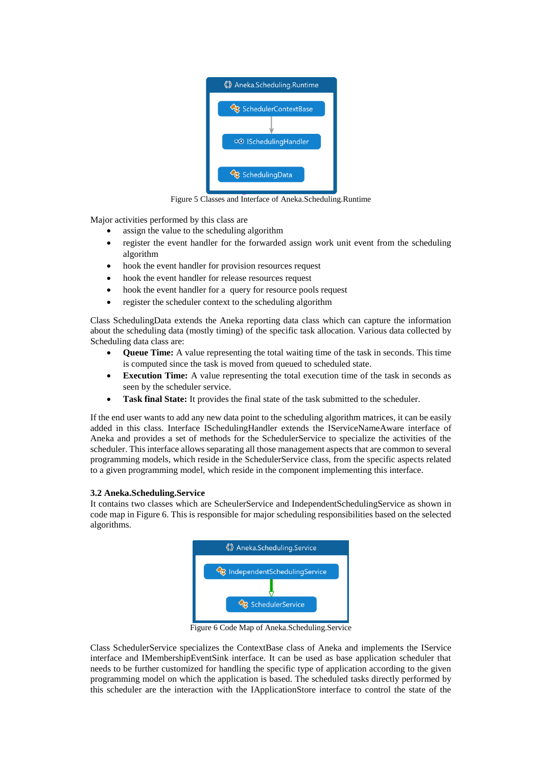Figure 5 Classes and Interface of Aneka.Scheduling.Runtime

Major activities performed by this class are

- assign the value to the scheduling algorithm
- register the event handler for the forwarded assign work unit event from the scheduling algorithm
- hook the event handler for provision resources request
- hook the event handler for release resources request
- hook the event handler for a query for resource pools request
- register the scheduler context to the scheduling algorithm

Class SchedulingData extends the Aneka reporting data class which can capture the information about the scheduling data (mostly timing) of the specific task allocation. Various data collected by Scheduling data class are:

- **Queue Time:** A value representing the total waiting time of the task in seconds. This time is computed since the task is moved from queued to scheduled state.
- **Execution Time:** A value representing the total execution time of the task in seconds as seen by the scheduler service.
- **Task final State:** It provides the final state of the task submitted to the scheduler.

If the end user wants to add any new data point to the scheduling algorithm matrices, it can be easily added in this class. Interface ISchedulingHandler extends the IServiceNameAware interface of Aneka and provides a set of methods for the SchedulerService to specialize the activities of the scheduler. This interface allows separating all those management aspects that are common to several programming models, which reside in the SchedulerService class, from the specific aspects related to a given programming model, which reside in the component implementing this interface.

### 3.2 Aneka.Scheduling.Service

It contains two classes which are ScheulerService and IndependentSchedulingService as shown in code map in Figure 6. This is responsible for major scheduling responsibilities based on the selected algorithms.

Figure 6 Code Map of Aneka.Scheduling.Service

Class SchedulerService specializes the ContextBase class of Aneka and implements the IService interface and IMembershipEventSink interface. It can be used as base application scheduler that needs to be further customized for handling the specific type of application according to the given programming model on which the application is based. The scheduled tasks directly performed by this scheduler are the interaction with the IApplicationStore interface to control the state of the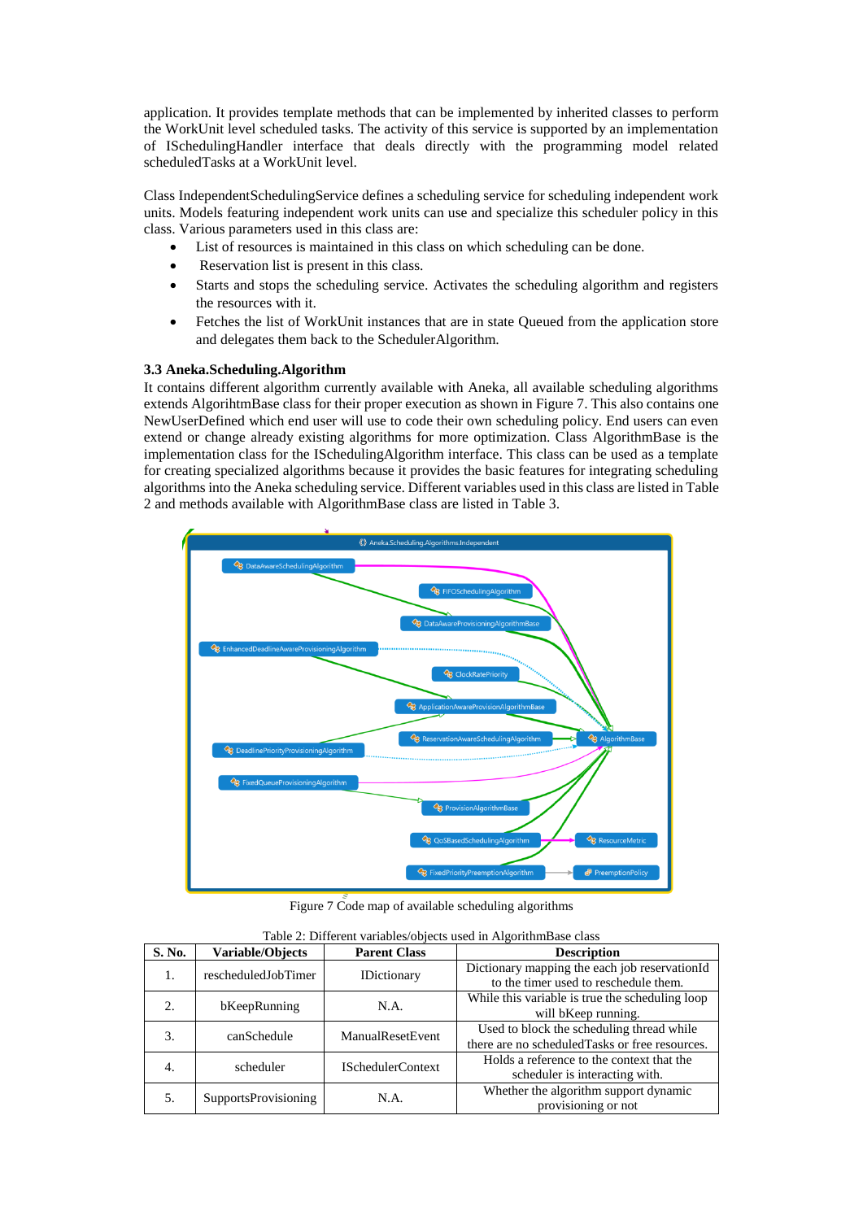application. It provides template methods that can be implemented by inherited classes to perform the WorkUnit level scheduled tasks. The activity of this service is supported by an implementation of ISchedulingHandler interface that deals directly with the programming model related scheduledTasks at a WorkUnit level.

Class IndependentSchedulingService defines a scheduling service for scheduling independent work units. Models featuring independent work units can use and specialize this scheduler policy in this class. Various parameters used in this class are:

- List of resources is maintained in this class on which scheduling can be done.
- Reservation list is present in this class.
- Starts and stops the scheduling service. Activates the scheduling algorithm and registers the resources with it.
- Fetches the list of WorkUnit instances that are in state Queued from the application store and delegates them back to the SchedulerAlgorithm.

### 3.3 Aneka.Scheduling.Algorithm

It contains different algorithm currently available with Aneka, all available scheduling algorithms extends AlgorihtmBase class for their proper execution as shown in Figure 7. This also contains one NewUserDefined which end user will use to code their own scheduling policy. End users can even extend or change already existing algorithms for more optimization. Class AlgorithmBase is the implementation class for the ISchedulingAlgorithm interface. This class can be used as a template for creating specialized algorithms because it provides the basic features for integrating scheduling algorithms into the Aneka scheduling service. Different variables used in this class are listed in Table 2 and methods available with AlgorithmBase class are listed in Table 3.

Figure 7 Code map of available scheduling algorithms

Table 2: Different variables/objects used in AlgorithmBase class

| S. No. | Variable/Objects | Parent Class | Description |
|---|---|---|---|
| 1. | rescheduledJobTimer | IDictionary | Dictionary mapping the each job reservationId to the timer used to reschedule them. |
| 2. | bKeepRunning | N.A. | While this variable is true the scheduling loop will bKeep running. |
| 3. | canSchedule | ManualResetEvent | Used to block the scheduling thread while there are no scheduledTasks or free resources. |
| 4. | scheduler | ISchedulerContext | Holds a reference to the context that the scheduler is interacting with. |
| 5. | SupportsProvisioning | N.A. | Whether the algorithm support dynamic provisioning or not |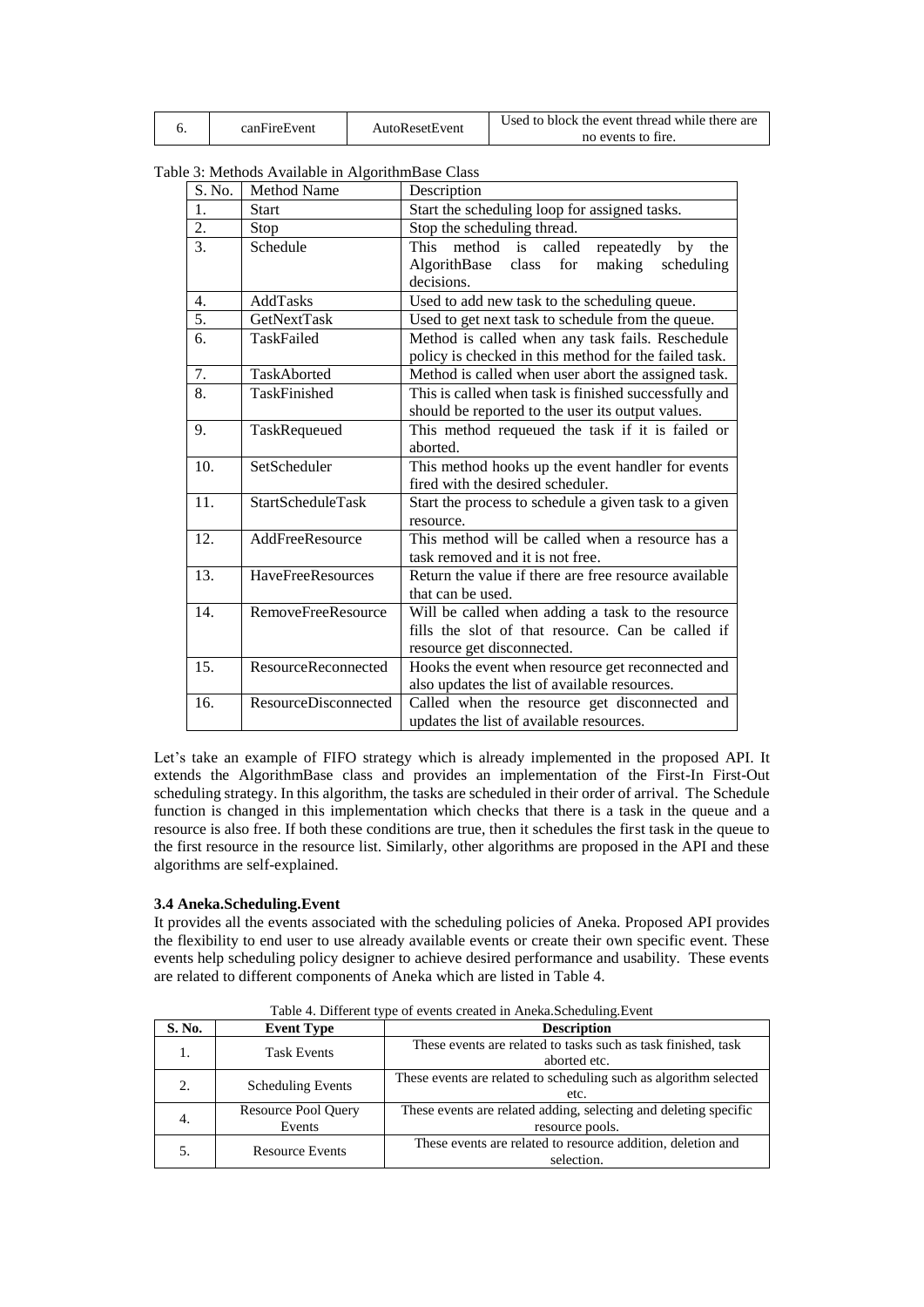| 6. | canFireEvent | AutoResetEvent | Used to block the event thread while there are no events to fire. |
|---|---|---|---|

Table 3: Methods Available in AlgorithmBase Class

| S. No. | Method Name | Description |
|---|---|---|
| 1. | Start | Start the scheduling loop for assigned tasks. |
| 2. | Stop | Stop the scheduling thread. |
| 3. | Schedule | This method is called repeatedly by the AlgorithmBase class for making scheduling decisions. |
| 4. | AddTasks | Used to add new task to the scheduling queue. |
| 5. | GetNextTask | Used to get next task to schedule from the queue. |
| 6. | TaskFailed | Method is called when any task fails. Reschedule policy is checked in this method for the failed task. |
| 7. | TaskAborted | Method is called when user abort the assigned task. |
| 8. | TaskFinished | This is called when task is finished successfully and should be reported to the user its output values. |
| 9. | TaskRequeued | This method requeued the task if it is failed or aborted. |
| 10. | SetScheduler | This method hooks up the event handler for events fired with the desired scheduler. |
| 11. | StartScheduleTask | Start the process to schedule a given task to a given resource. |
| 12. | AddFreeResource | This method will be called when a resource has a task removed and it is not free. |
| 13. | HaveFreeResources | Return the value if there are free resource available that can be used. |
| 14. | RemoveFreeResource | Will be called when adding a task to the resource fills the slot of that resource. Can be called if resource get disconnected. |
| 15. | ResourceReconnected | Hooks the event when resource get reconnected and also updates the list of available resources. |
| 16. | ResourceDisconnected | Called when the resource get disconnected and updates the list of available resources. |

Let's take an example of FIFO strategy which is already implemented in the proposed API. It extends the AlgorithmBase class and provides an implementation of the First-In First-Out scheduling strategy. In this algorithm, the tasks are scheduled in their order of arrival. The Schedule function is changed in this implementation which checks that there is a task in the queue and a resource is also free. If both these conditions are true, then it schedules the first task in the queue to the first resource in the resource list. Similarly, other algorithms are proposed in the API and these algorithms are self-explained.

### 3.4 Aneka.Scheduling.Event

It provides all the events associated with the scheduling policies of Aneka. Proposed API provides the flexibility to end user to use already available events or create their own specific event. These events help scheduling policy designer to achieve desired performance and usability. These events are related to different components of Aneka which are listed in Table 4.

Table 4. Different type of events created in Aneka.Scheduling.Event

| S. No. | Event Type | Description |
|---|---|---|
| 1. | Task Events | These events are related to tasks such as task finished, task aborted etc. |
| 2. | Scheduling Events | These events are related to scheduling such as algorithm selected etc. |
| 4. | Resource Pool Query Events | These events are related adding, selecting and deleting specific resource pools. |
| 5. | Resource Events | These events are related to resource addition, deletion and selection. |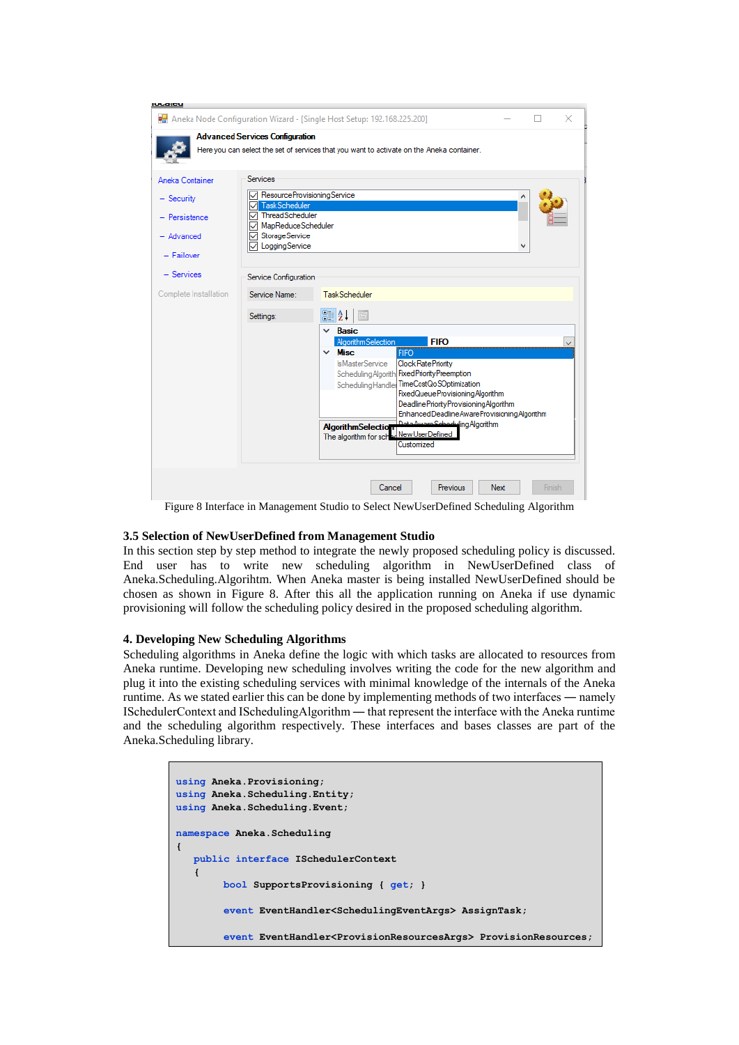Figure 8 Interface in Management Studio to Select NewUserDefined Scheduling Algorithm

### 3.5 Selection of NewUserDefined from Management Studio

In this section step by step method to integrate the newly proposed scheduling policy is discussed. End user has to write new scheduling algorithm in NewUserDefined class of Aneka.Scheduling.Algorihtm. When Aneka master is being installed NewUserDefined should be chosen as shown in Figure 8. After this all the application running on Aneka if use dynamic provisioning will follow the scheduling policy desired in the proposed scheduling algorithm.

## 4. Developing New Scheduling Algorithms

Scheduling algorithms in Aneka define the logic with which tasks are allocated to resources from Aneka runtime. Developing new scheduling involves writing the code for the new algorithm and plug it into the existing scheduling services with minimal knowledge of the internals of the Aneka runtime. As we stated earlier this can be done by implementing methods of two interfaces — namely ISchedulerContext and ISchedulingAlgorithm — that represent the interface with the Aneka runtime and the scheduling algorithm respectively. These interfaces and bases classes are part of the Aneka.Scheduling library.

```
using Aneka.Provisioning;
using Aneka.Scheduling.Entity;
using Aneka.Scheduling.Event;

namespace Aneka.Scheduling
{
   public interface ISchedulerContext
   {
        bool SupportsProvisioning { get; }

        event EventHandler<SchedulingEventArgs> AssignTask;

        event EventHandler<ProvisionResourcesArgs> ProvisionResources;
```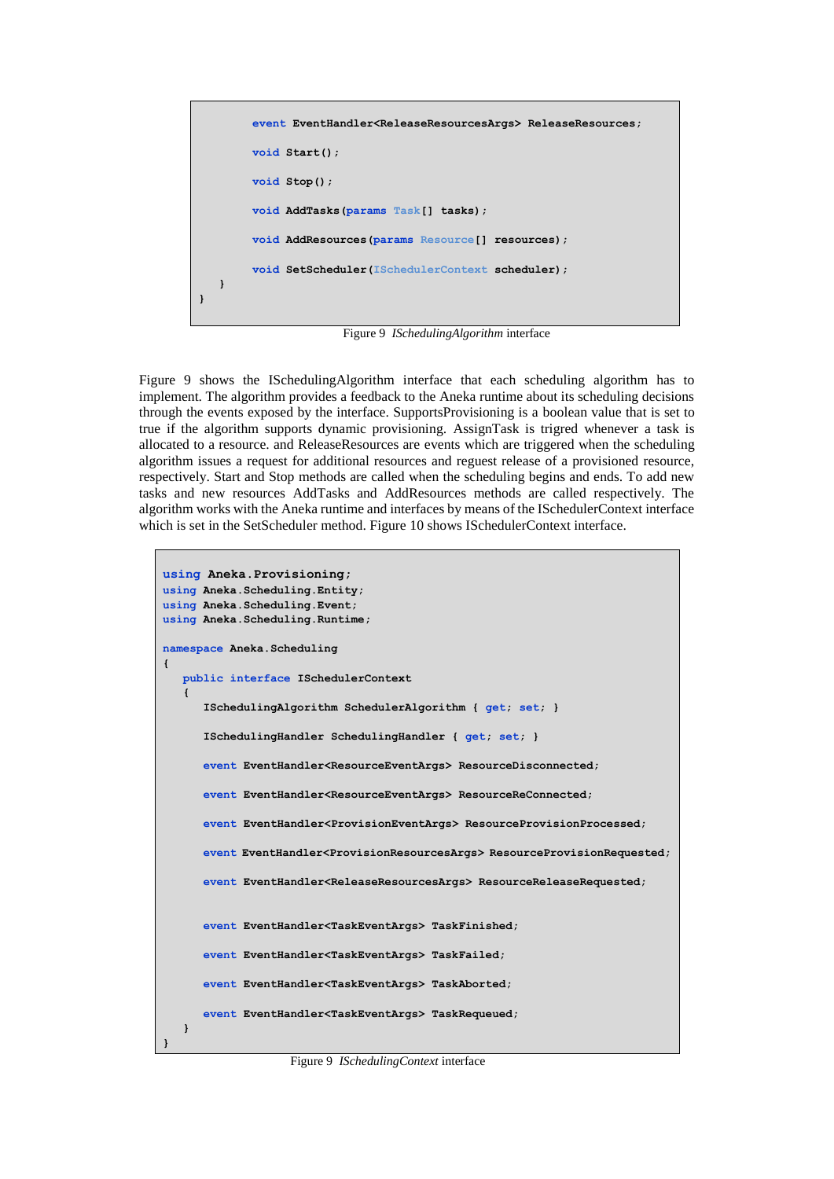```
        event EventHandler<ReleaseResourcesArgs> ReleaseResources;

        void Start();

        void Stop();

        void AddTasks(params Task[] tasks);

        void AddResources(params Resource[] resources);

        void SetScheduler(ISchedulerContext scheduler);
    }
}
```

Figure 9 *ISchedulingAlgorithm* interface

Figure 9 shows the ISchedulingAlgorithm interface that each scheduling algorithm has to implement. The algorithm provides a feedback to the Aneka runtime about its scheduling decisions through the events exposed by the interface. SupportsProvisioning is a boolean value that is set to true if the algorithm supports dynamic provisioning. AssignTask is trigred whenever a task is allocated to a resource. and ReleaseResources are events which are triggered when the scheduling algorithm issues a request for additional resources and reguest release of a provisioned resource, respectively. Start and Stop methods are called when the scheduling begins and ends. To add new tasks and new resources AddTasks and AddResources methods are called respectively. The algorithm works with the Aneka runtime and interfaces by means of the ISchedulerContext interface which is set in the SetScheduler method. Figure 10 shows ISchedulerContext interface.

```
using Aneka.Provisioning;
using Aneka.Scheduling.Entity;
using Aneka.Scheduling.Event;
using Aneka.Scheduling.Runtime;

namespace Aneka.Scheduling
{
   public interface ISchedulerContext
   {
      ISchedulingAlgorithm SchedulerAlgorithm { get; set; }

      ISchedulingHandler SchedulingHandler { get; set; }

      event EventHandler<ResourceEventArgs> ResourceDisconnected;

      event EventHandler<ResourceEventArgs> ResourceReConnected;

      event EventHandler<ProvisionEventArgs> ResourceProvisionProcessed;

      event EventHandler<ProvisionResourcesArgs> ResourceProvisionRequested;

      event EventHandler<ReleaseResourcesArgs> ResourceReleaseRequested;


      event EventHandler<TaskEventArgs> TaskFinished;

      event EventHandler<TaskEventArgs> TaskFailed;

      event EventHandler<TaskEventArgs> TaskAborted;

      event EventHandler<TaskEventArgs> TaskRequeued;
   }
}
```

Figure 9 *ISchedulingContext* interface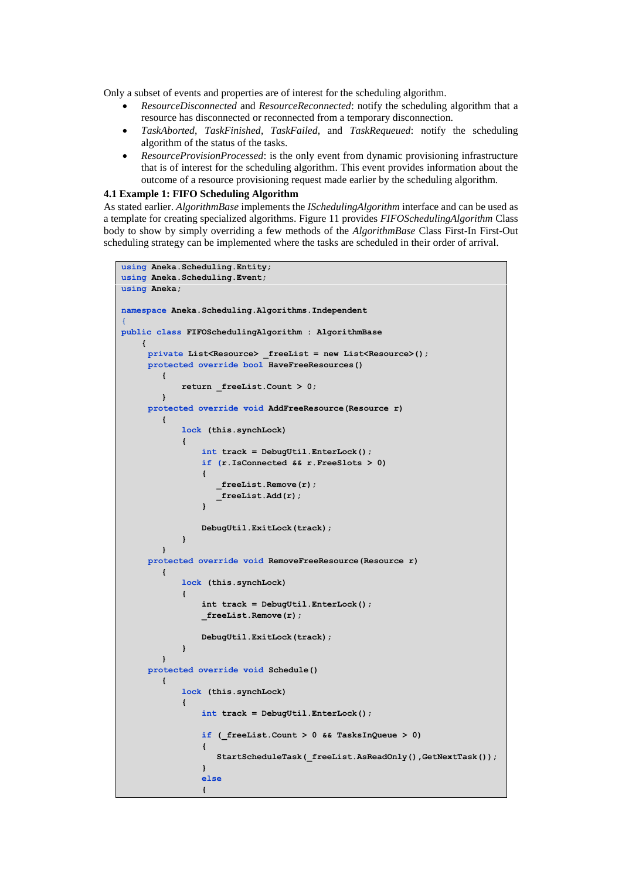Only a subset of events and properties are of interest for the scheduling algorithm.

- *ResourceDisconnected* and *ResourceReconnected*: notify the scheduling algorithm that a resource has disconnected or reconnected from a temporary disconnection.
- *TaskAborted*, *TaskFinished*, *TaskFailed*, and *TaskRequeued*: notify the scheduling algorithm of the status of the tasks.
- *ResourceProvisionProcessed*: is the only event from dynamic provisioning infrastructure that is of interest for the scheduling algorithm. This event provides information about the outcome of a resource provisioning request made earlier by the scheduling algorithm.

### 4.1 Example 1: FIFO Scheduling Algorithm

As stated earlier. *AlgorithmBase* implements the *ISchedulingAlgorithm* interface and can be used as a template for creating specialized algorithms. Figure 11 provides *FIFOSchedulingAlgorithm* Class body to show by simply overriding a few methods of the *AlgorithmBase* Class First-In First-Out scheduling strategy can be implemented where the tasks are scheduled in their order of arrival.

```
using Aneka.Scheduling.Entity;
using Aneka.Scheduling.Event;
using Aneka;

namespace Aneka.Scheduling.Algorithms.Independent
{
public class FIFOSchedulingAlgorithm : AlgorithmBase
    {
      private List<Resource> _freeList = new List<Resource>();
      protected override bool HaveFreeResources()
         {
             return _freeList.Count > 0;
         }
      protected override void AddFreeResource(Resource r)
         {
             lock (this.synchLock)
             {
                 int track = DebugUtil.EnterLock();
                 if (r.IsConnected && r.FreeSlots > 0)
                 {
                    _freeList.Remove(r);
                    _freeList.Add(r);
                 }

                 DebugUtil.ExitLock(track);
             }
         }
      protected override void RemoveFreeResource(Resource r)
         {
             lock (this.synchLock)
             {
                 int track = DebugUtil.EnterLock();
                 _freeList.Remove(r);

                 DebugUtil.ExitLock(track);
             }
         }
      protected override void Schedule()
         {
             lock (this.synchLock)
             {
                 int track = DebugUtil.EnterLock();

                 if (_freeList.Count > 0 && TasksInQueue > 0)
                 {
                    StartScheduleTask(_freeList.AsReadOnly(),GetNextTask());
                 }
                 else
                 {
```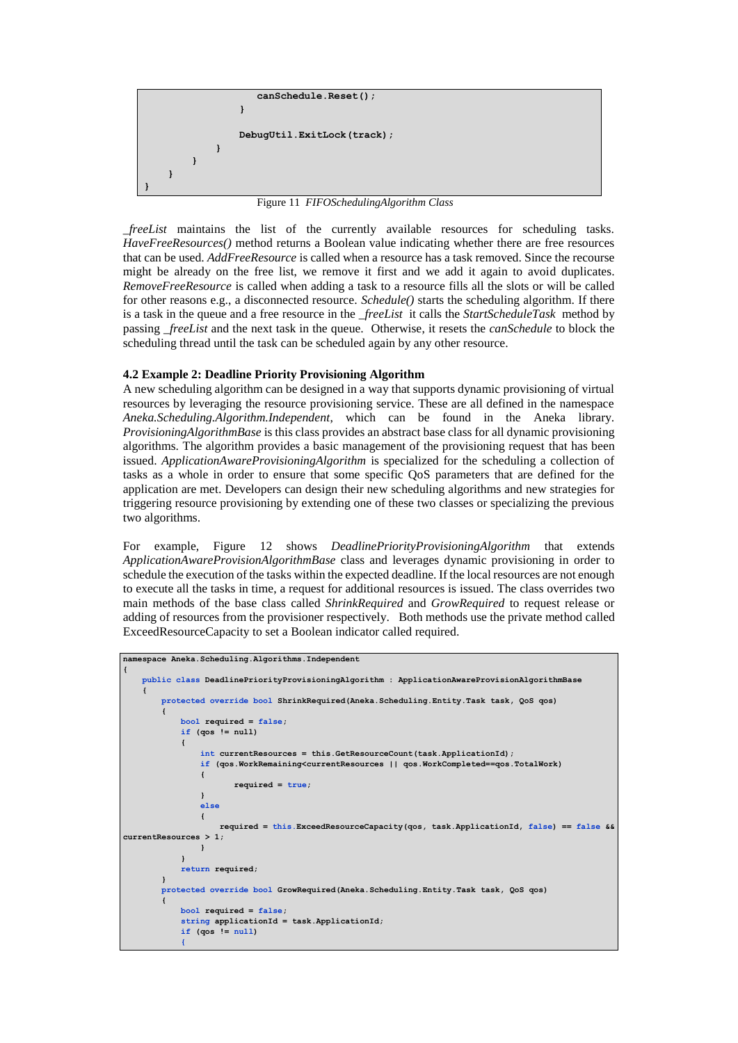```
                canSchedule.Reset();
            }

            DebugUtil.ExitLock(track);
        }
      }
    }
}
```

Figure 11 *FIFOSchedulingAlgorithm Class*

*_freeList* maintains the list of the currently available resources for scheduling tasks. *HaveFreeResources()* method returns a Boolean value indicating whether there are free resources that can be used. *AddFreeResource* is called when a resource has a task removed. Since the recourse might be already on the free list, we remove it first and we add it again to avoid duplicates. *RemoveFreeResource* is called when adding a task to a resource fills all the slots or will be called for other reasons e.g., a disconnected resource. *Schedule()* starts the scheduling algorithm. If there is a task in the queue and a free resource in the *_freeList* it calls the *StartScheduleTask* method by passing *_freeList* and the next task in the queue. Otherwise, it resets the *canSchedule* to block the scheduling thread until the task can be scheduled again by any other resource.

### 4.2 Example 2: Deadline Priority Provisioning Algorithm

A new scheduling algorithm can be designed in a way that supports dynamic provisioning of virtual resources by leveraging the resource provisioning service. These are all defined in the namespace *Aneka.Scheduling.Algorithm.Independent*, which can be found in the Aneka library. *ProvisioningAlgorithmBase* is this class provides an abstract base class for all dynamic provisioning algorithms. The algorithm provides a basic management of the provisioning request that has been issued. *ApplicationAwareProvisioningAlgorithm* is specialized for the scheduling a collection of tasks as a whole in order to ensure that some specific QoS parameters that are defined for the application are met. Developers can design their new scheduling algorithms and new strategies for triggering resource provisioning by extending one of these two classes or specializing the previous two algorithms.

For example, Figure 12 shows *DeadlinePriorityProvisioningAlgorithm* that extends *ApplicationAwareProvisionAlgorithmBase* class and leverages dynamic provisioning in order to schedule the execution of the tasks within the expected deadline. If the local resources are not enough to execute all the tasks in time, a request for additional resources is issued. The class overrides two main methods of the base class called *ShrinkRequired* and *GrowRequired* to request release or adding of resources from the provisioner respectively. Both methods use the private method called ExceedResourceCapacity to set a Boolean indicator called required.

```
namespace Aneka.Scheduling.Algorithms.Independent
{
    public class DeadlinePriorityProvisioningAlgorithm : ApplicationAwareProvisionAlgorithmBase
    {
        protected override bool ShrinkRequired(Aneka.Scheduling.Entity.Task task, QoS qos)
        {
            bool required = false;
            if (qos != null)
            {
                int currentResources = this.GetResourceCount(task.ApplicationId);
                if (qos.WorkRemaining<currentResources || qos.WorkCompleted==qos.TotalWork)
                {
                      required = true;
                }
                else
                {
                    required = this.ExceedResourceCapacity(qos, task.ApplicationId, false) == false &&
currentResources > 1;
                }
            }
            return required;
        }
        protected override bool GrowRequired(Aneka.Scheduling.Entity.Task task, QoS qos)
        {
            bool required = false;
            string applicationId = task.ApplicationId;
            if (qos != null)
            {
```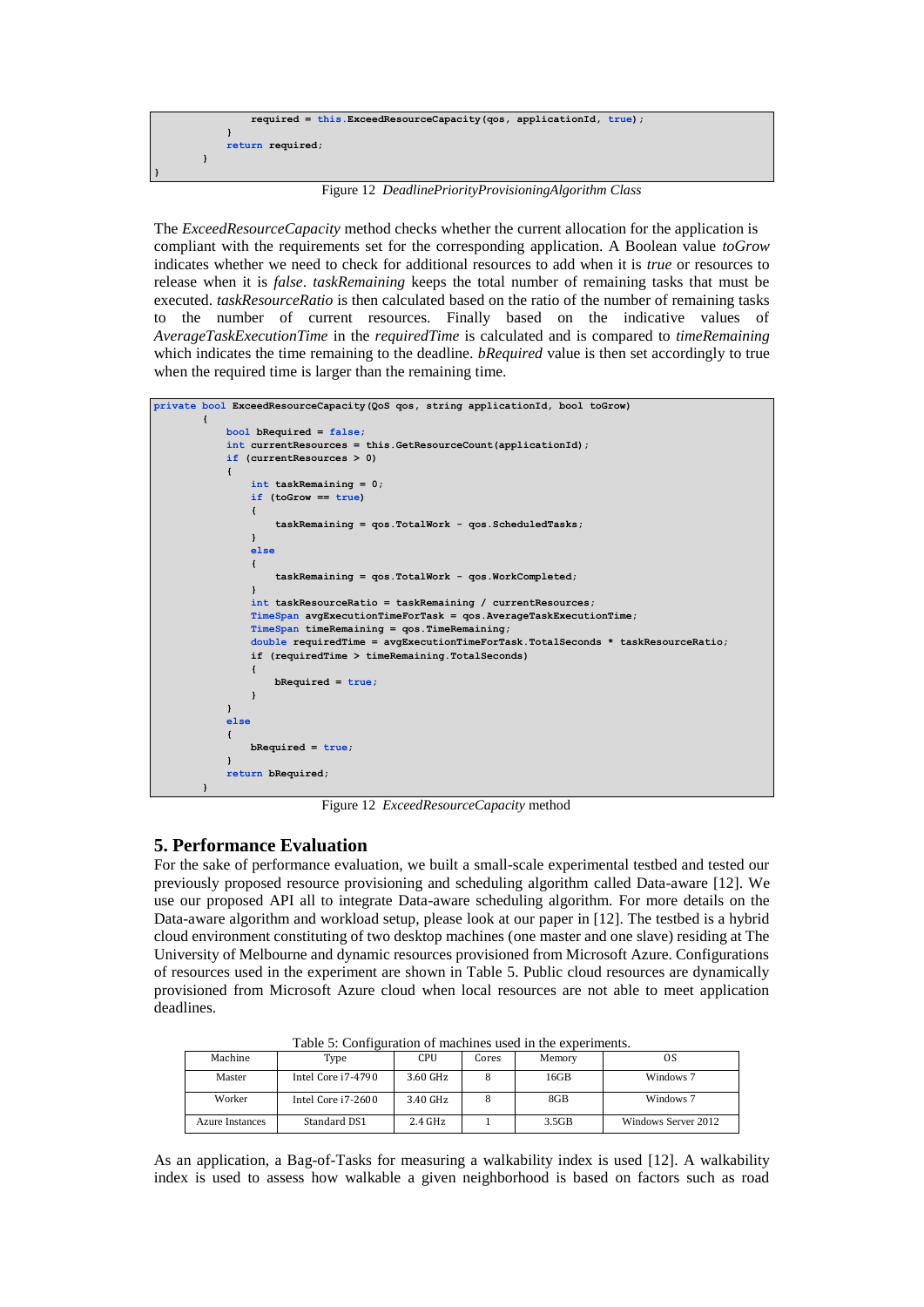```
                required = this.ExceedResourceCapacity(qos, applicationId, true);
            }
            return required;
        }
}
```

Figure 12 *DeadlinePriorityProvisioningAlgorithm Class*

The *ExceedResourceCapacity* method checks whether the current allocation for the application is compliant with the requirements set for the corresponding application. A Boolean value *toGrow* indicates whether we need to check for additional resources to add when it is *true* or resources to release when it is *false*. *taskRemaining* keeps the total number of remaining tasks that must be executed. *taskResourceRatio* is then calculated based on the ratio of the number of remaining tasks to the number of current resources. Finally based on the indicative values of *AverageTaskExecutionTime* in the *requiredTime* is calculated and is compared to *timeRemaining* which indicates the time remaining to the deadline. *bRequired* value is then set accordingly to true when the required time is larger than the remaining time.

```
private bool ExceedResourceCapacity(QoS qos, string applicationId, bool toGrow)
        {
            bool bRequired = false;
            int currentResources = this.GetResourceCount(applicationId);
            if (currentResources > 0)
            {
                int taskRemaining = 0;
                if (toGrow == true)
                {
                    taskRemaining = qos.TotalWork - qos.ScheduledTasks;
                }
                else
                {
                    taskRemaining = qos.TotalWork - qos.WorkCompleted;
                }
                int taskResourceRatio = taskRemaining / currentResources;
                TimeSpan avgExecutionTimeForTask = qos.AverageTaskExecutionTime;
                TimeSpan timeRemaining = qos.TimeRemaining;
                double requiredTime = avgExecutionTimeForTask.TotalSeconds * taskResourceRatio;
                if (requiredTime > timeRemaining.TotalSeconds)
                {
                    bRequired = true;
                }
            }
            else
            {
                bRequired = true;
            }
            return bRequired;
        }
```

Figure 12 *ExceedResourceCapacity* method

## 5. Performance Evaluation

For the sake of performance evaluation, we built a small-scale experimental testbed and tested our previously proposed resource provisioning and scheduling algorithm called Data-aware [12]. We use our proposed API all to integrate Data-aware scheduling algorithm. For more details on the Data-aware algorithm and workload setup, please look at our paper in [12]. The testbed is a hybrid cloud environment constituting of two desktop machines (one master and one slave) residing at The University of Melbourne and dynamic resources provisioned from Microsoft Azure. Configurations of resources used in the experiment are shown in Table 5. Public cloud resources are dynamically provisioned from Microsoft Azure cloud when local resources are not able to meet application deadlines.

Table 5: Configuration of machines used in the experiments.

| Machine | Type | CPU | Cores | Memory | OS |
|---|---|---|---|---|---|
| Master | Intel Core i7-4790 | 3.60 GHz | 8 | 16GB | Windows 7 |
| Worker | Intel Core i7-2600 | 3.40 GHz | 8 | 8GB | Windows 7 |
| Azure Instances | Standard DS1 | 2.4 GHz | 1 | 3.5GB | Windows Server 2012 |

As an application, a Bag-of-Tasks for measuring a walkability index is used [12]. A walkability index is used to assess how walkable a given neighborhood is based on factors such as road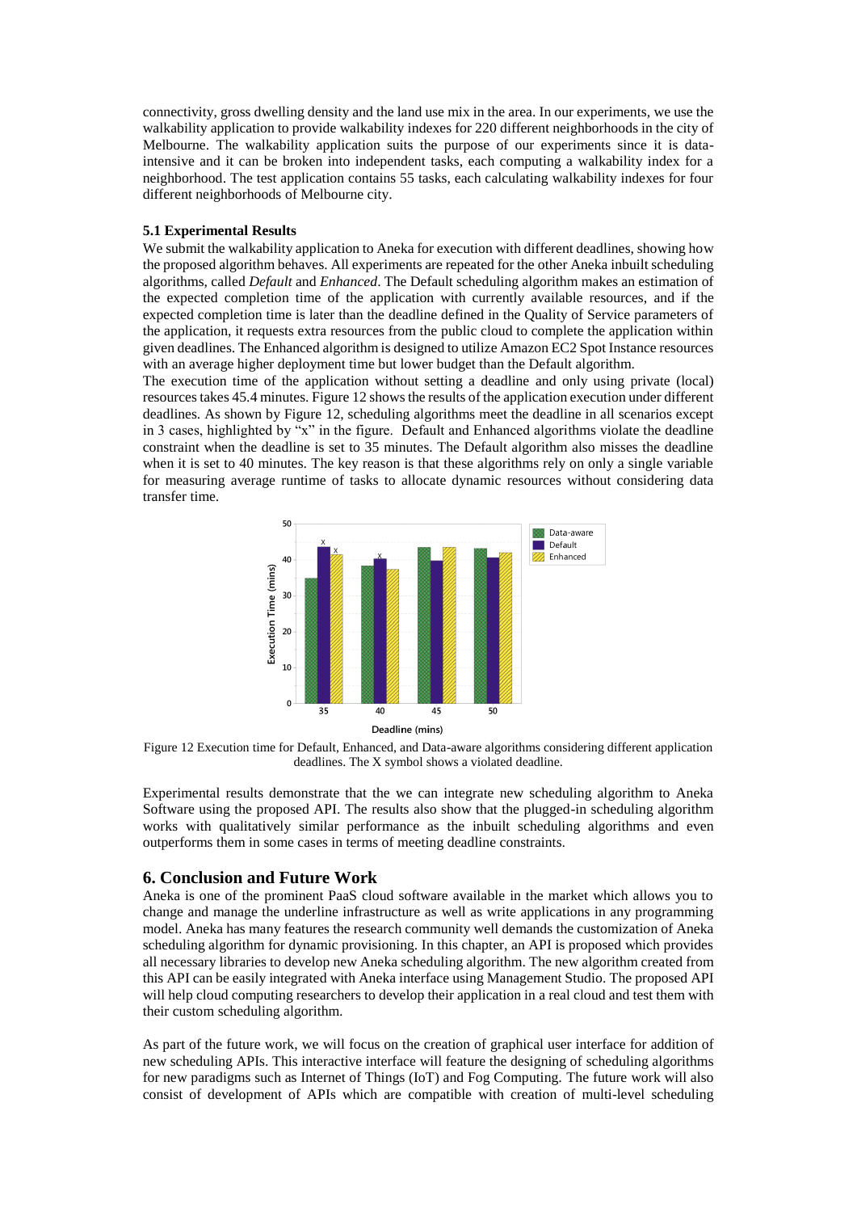connectivity, gross dwelling density and the land use mix in the area. In our experiments, we use the walkability application to provide walkability indexes for 220 different neighborhoods in the city of Melbourne. The walkability application suits the purpose of our experiments since it is data-intensive and it can be broken into independent tasks, each computing a walkability index for a neighborhood. The test application contains 55 tasks, each calculating walkability indexes for four different neighborhoods of Melbourne city.

### 5.1 Experimental Results

We submit the walkability application to Aneka for execution with different deadlines, showing how the proposed algorithm behaves. All experiments are repeated for the other Aneka inbuilt scheduling algorithms, called *Default* and *Enhanced*. The Default scheduling algorithm makes an estimation of the expected completion time of the application with currently available resources, and if the expected completion time is later than the deadline defined in the Quality of Service parameters of the application, it requests extra resources from the public cloud to complete the application within given deadlines. The Enhanced algorithm is designed to utilize Amazon EC2 Spot Instance resources with an average higher deployment time but lower budget than the Default algorithm.

The execution time of the application without setting a deadline and only using private (local) resources takes 45.4 minutes. Figure 12 shows the results of the application execution under different deadlines. As shown by Figure 12, scheduling algorithms meet the deadline in all scenarios except in 3 cases, highlighted by "x" in the figure. Default and Enhanced algorithms violate the deadline constraint when the deadline is set to 35 minutes. The Default algorithm also misses the deadline when it is set to 40 minutes. The key reason is that these algorithms rely on only a single variable for measuring average runtime of tasks to allocate dynamic resources without considering data transfer time.

Figure 12 Execution time for Default, Enhanced, and Data-aware algorithms considering different application deadlines. The X symbol shows a violated deadline.

Experimental results demonstrate that the we can integrate new scheduling algorithm to Aneka Software using the proposed API. The results also show that the plugged-in scheduling algorithm works with qualitatively similar performance as the inbuilt scheduling algorithms and even outperforms them in some cases in terms of meeting deadline constraints.

## 6. Conclusion and Future Work

Aneka is one of the prominent PaaS cloud software available in the market which allows you to change and manage the underline infrastructure as well as write applications in any programming model. Aneka has many features the research community well demands the customization of Aneka scheduling algorithm for dynamic provisioning. In this chapter, an API is proposed which provides all necessary libraries to develop new Aneka scheduling algorithm. The new algorithm created from this API can be easily integrated with Aneka interface using Management Studio. The proposed API will help cloud computing researchers to develop their application in a real cloud and test them with their custom scheduling algorithm.

As part of the future work, we will focus on the creation of graphical user interface for addition of new scheduling APIs. This interactive interface will feature the designing of scheduling algorithms for new paradigms such as Internet of Things (IoT) and Fog Computing. The future work will also consist of development of APIs which are compatible with creation of multi-level scheduling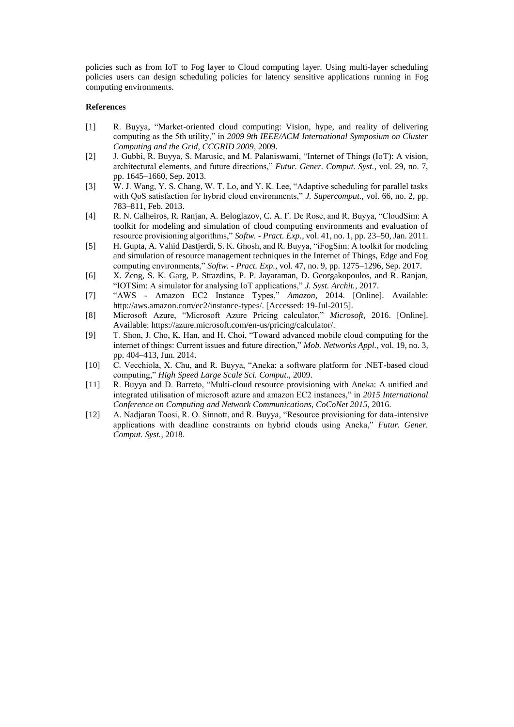policies such as from IoT to Fog layer to Cloud computing layer. Using multi-layer scheduling policies users can design scheduling policies for latency sensitive applications running in Fog computing environments.

**References**

[1] R. Buyya, "Market-oriented cloud computing: Vision, hype, and reality of delivering computing as the 5th utility," in *2009 9th IEEE/ACM International Symposium on Cluster Computing and the Grid, CCGRID 2009*, 2009.

[2] J. Gubbi, R. Buyya, S. Marusic, and M. Palaniswami, "Internet of Things (IoT): A vision, architectural elements, and future directions," *Futur. Gener. Comput. Syst.*, vol. 29, no. 7, pp. 1645–1660, Sep. 2013.

[3] W. J. Wang, Y. S. Chang, W. T. Lo, and Y. K. Lee, "Adaptive scheduling for parallel tasks with QoS satisfaction for hybrid cloud environments," *J. Supercomput.*, vol. 66, no. 2, pp. 783–811, Feb. 2013.

[4] R. N. Calheiros, R. Ranjan, A. Beloglazov, C. A. F. De Rose, and R. Buyya, "CloudSim: A toolkit for modeling and simulation of cloud computing environments and evaluation of resource provisioning algorithms," *Softw. - Pract. Exp.*, vol. 41, no. 1, pp. 23–50, Jan. 2011.

[5] H. Gupta, A. Vahid Dastjerdi, S. K. Ghosh, and R. Buyya, "iFogSim: A toolkit for modeling and simulation of resource management techniques in the Internet of Things, Edge and Fog computing environments," *Softw. - Pract. Exp.*, vol. 47, no. 9, pp. 1275–1296, Sep. 2017.

[6] X. Zeng, S. K. Garg, P. Strazdins, P. P. Jayaraman, D. Georgakopoulos, and R. Ranjan, "IOTSim: A simulator for analysing IoT applications," *J. Syst. Archit.*, 2017.

[7] "AWS - Amazon EC2 Instance Types," *Amazon*, 2014. [Online]. Available: http://aws.amazon.com/ec2/instance-types/. [Accessed: 19-Jul-2015].

[8] Microsoft Azure, "Microsoft Azure Pricing calculator," *Microsoft*, 2016. [Online]. Available: https://azure.microsoft.com/en-us/pricing/calculator/.

[9] T. Shon, J. Cho, K. Han, and H. Choi, "Toward advanced mobile cloud computing for the internet of things: Current issues and future direction," *Mob. Networks Appl.*, vol. 19, no. 3, pp. 404–413, Jun. 2014.

[10] C. Vecchiola, X. Chu, and R. Buyya, "Aneka: a software platform for .NET-based cloud computing," *High Speed Large Scale Sci. Comput.*, 2009.

[11] R. Buyya and D. Barreto, "Multi-cloud resource provisioning with Aneka: A unified and integrated utilisation of microsoft azure and amazon EC2 instances," in *2015 International Conference on Computing and Network Communications, CoCoNet 2015*, 2016.

[12] A. Nadjaran Toosi, R. O. Sinnott, and R. Buyya, "Resource provisioning for data-intensive applications with deadline constraints on hybrid clouds using Aneka," *Futur. Gener. Comput. Syst.*, 2018.